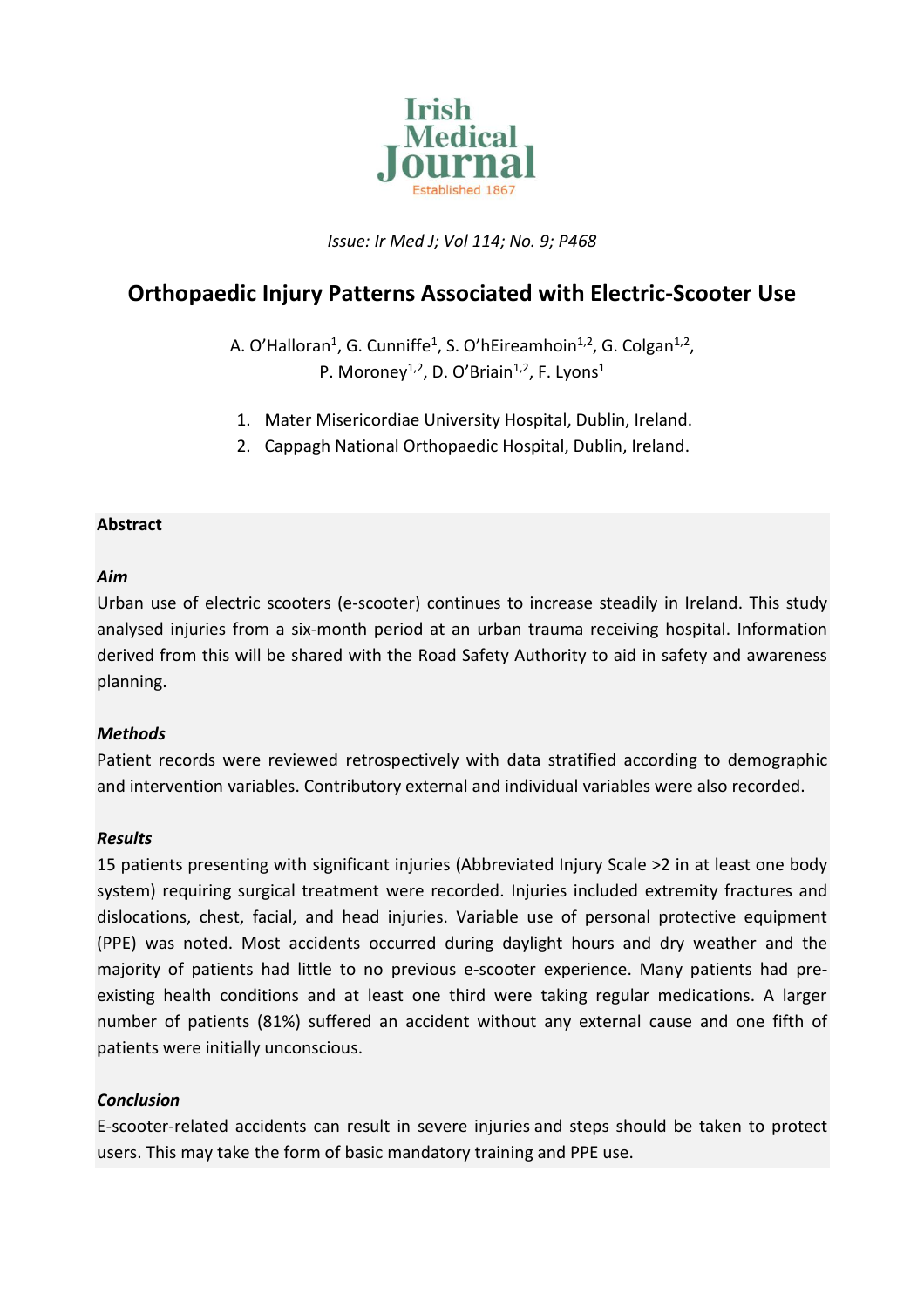# Orthopaedic Injury Patterns Associated with Electric-Scooter Use

A. O'Halloran[1], G. Cunniffe[1], S. O'hEireamhoin[1,2], G. Colgan[1,2], P. Moroney[1,2], D. O'Briain[1,2], F. Lyons[1]

1. Mater Misericordiae University Hospital, Dublin, Ireland.
2. Cappagh National Orthopaedic Hospital, Dublin, Ireland.

## Abstract

### *Aim*

Urban use of electric scooters (e-scooter) continues to increase steadily in Ireland. This study analysed injuries from a six-month period at an urban trauma receiving hospital. Information derived from this will be shared with the Road Safety Authority to aid in safety and awareness planning.

### *Methods*

Patient records were reviewed retrospectively with data stratified according to demographic and intervention variables. Contributory external and individual variables were also recorded.

### *Results*

15 patients presenting with significant injuries (Abbreviated Injury Scale >2 in at least one body system) requiring surgical treatment were recorded. Injuries included extremity fractures and dislocations, chest, facial, and head injuries. Variable use of personal protective equipment (PPE) was noted. Most accidents occurred during daylight hours and dry weather and the majority of patients had little to no previous e-scooter experience. Many patients had pre-existing health conditions and at least one third were taking regular medications. A larger number of patients (81%) suffered an accident without any external cause and one fifth of patients were initially unconscious.

### *Conclusion*

E-scooter-related accidents can result in severe injuries and steps should be taken to protect users. This may take the form of basic mandatory training and PPE use.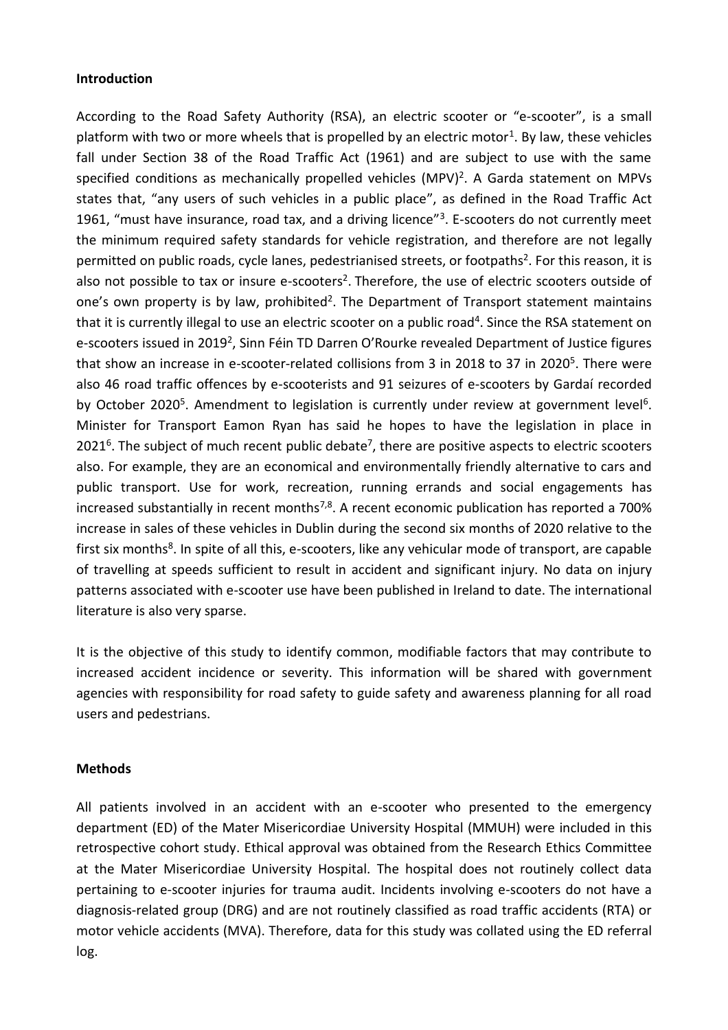## Introduction

According to the Road Safety Authority (RSA), an electric scooter or "e-scooter", is a small platform with two or more wheels that is propelled by an electric motor[1]. By law, these vehicles fall under Section 38 of the Road Traffic Act (1961) and are subject to use with the same specified conditions as mechanically propelled vehicles (MPV)[2]. A Garda statement on MPVs states that, "any users of such vehicles in a public place", as defined in the Road Traffic Act 1961, "must have insurance, road tax, and a driving licence"[3]. E-scooters do not currently meet the minimum required safety standards for vehicle registration, and therefore are not legally permitted on public roads, cycle lanes, pedestrianised streets, or footpaths[2]. For this reason, it is also not possible to tax or insure e-scooters[2]. Therefore, the use of electric scooters outside of one's own property is by law, prohibited[2]. The Department of Transport statement maintains that it is currently illegal to use an electric scooter on a public road[4]. Since the RSA statement on e-scooters issued in 2019[2], Sinn Féin TD Darren O'Rourke revealed Department of Justice figures that show an increase in e-scooter-related collisions from 3 in 2018 to 37 in 2020[5]. There were also 46 road traffic offences by e-scooterists and 91 seizures of e-scooters by Gardaí recorded by October 2020[5]. Amendment to legislation is currently under review at government level[6]. Minister for Transport Eamon Ryan has said he hopes to have the legislation in place in 2021[6]. The subject of much recent public debate[7], there are positive aspects to electric scooters also. For example, they are an economical and environmentally friendly alternative to cars and public transport. Use for work, recreation, running errands and social engagements has increased substantially in recent months[7,8]. A recent economic publication has reported a 700% increase in sales of these vehicles in Dublin during the second six months of 2020 relative to the first six months[8]. In spite of all this, e-scooters, like any vehicular mode of transport, are capable of travelling at speeds sufficient to result in accident and significant injury. No data on injury patterns associated with e-scooter use have been published in Ireland to date. The international literature is also very sparse.

It is the objective of this study to identify common, modifiable factors that may contribute to increased accident incidence or severity. This information will be shared with government agencies with responsibility for road safety to guide safety and awareness planning for all road users and pedestrians.

## Methods

All patients involved in an accident with an e-scooter who presented to the emergency department (ED) of the Mater Misericordiae University Hospital (MMUH) were included in this retrospective cohort study. Ethical approval was obtained from the Research Ethics Committee at the Mater Misericordiae University Hospital. The hospital does not routinely collect data pertaining to e-scooter injuries for trauma audit. Incidents involving e-scooters do not have a diagnosis-related group (DRG) and are not routinely classified as road traffic accidents (RTA) or motor vehicle accidents (MVA). Therefore, data for this study was collated using the ED referral log.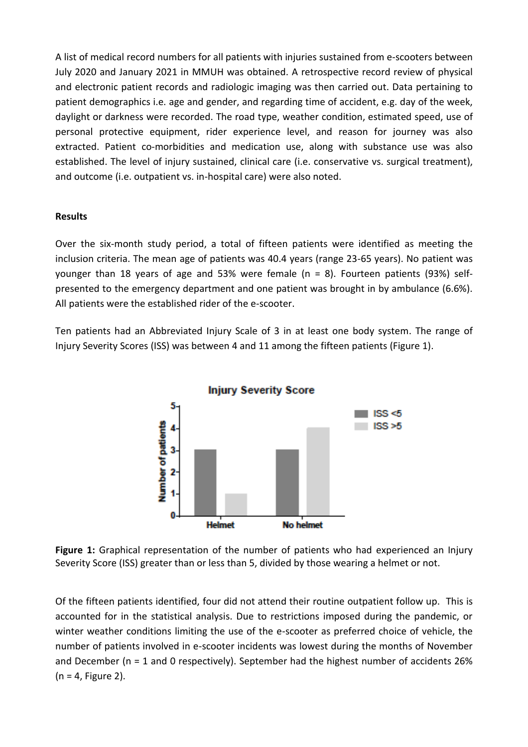A list of medical record numbers for all patients with injuries sustained from e-scooters between July 2020 and January 2021 in MMUH was obtained. A retrospective record review of physical and electronic patient records and radiologic imaging was then carried out. Data pertaining to patient demographics i.e. age and gender, and regarding time of accident, e.g. day of the week, daylight or darkness were recorded. The road type, weather condition, estimated speed, use of personal protective equipment, rider experience level, and reason for journey was also extracted. Patient co-morbidities and medication use, along with substance use was also established. The level of injury sustained, clinical care (i.e. conservative vs. surgical treatment), and outcome (i.e. outpatient vs. in-hospital care) were also noted.

**Results**

Over the six-month study period, a total of fifteen patients were identified as meeting the inclusion criteria. The mean age of patients was 40.4 years (range 23-65 years). No patient was younger than 18 years of age and 53% were female (n = 8). Fourteen patients (93%) self-presented to the emergency department and one patient was brought in by ambulance (6.6%). All patients were the established rider of the e-scooter.

Ten patients had an Abbreviated Injury Scale of 3 in at least one body system. The range of Injury Severity Scores (ISS) was between 4 and 11 among the fifteen patients (Figure 1).

**Figure 1:** Graphical representation of the number of patients who had experienced an Injury Severity Score (ISS) greater than or less than 5, divided by those wearing a helmet or not.

Of the fifteen patients identified, four did not attend their routine outpatient follow up. This is accounted for in the statistical analysis. Due to restrictions imposed during the pandemic, or winter weather conditions limiting the use of the e-scooter as preferred choice of vehicle, the number of patients involved in e-scooter incidents was lowest during the months of November and December (n = 1 and 0 respectively). September had the highest number of accidents 26% (n = 4, Figure 2).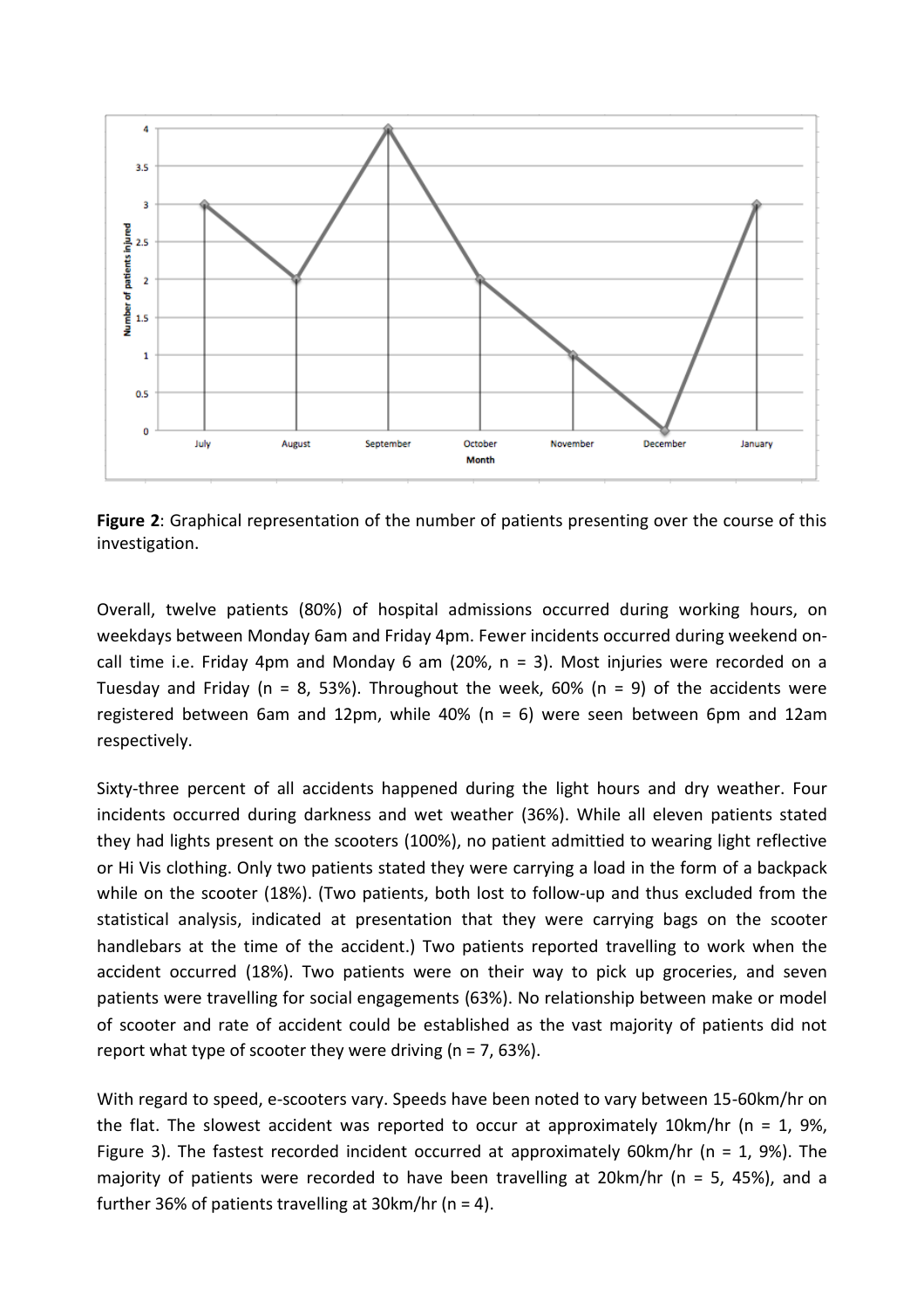**Figure 2**: Graphical representation of the number of patients presenting over the course of this investigation.

Overall, twelve patients (80%) of hospital admissions occurred during working hours, on weekdays between Monday 6am and Friday 4pm. Fewer incidents occurred during weekend on-call time i.e. Friday 4pm and Monday 6 am (20%, n = 3). Most injuries were recorded on a Tuesday and Friday (n = 8, 53%). Throughout the week, 60% (n = 9) of the accidents were registered between 6am and 12pm, while 40% (n = 6) were seen between 6pm and 12am respectively.

Sixty-three percent of all accidents happened during the light hours and dry weather. Four incidents occurred during darkness and wet weather (36%). While all eleven patients stated they had lights present on the scooters (100%), no patient admittied to wearing light reflective or Hi Vis clothing. Only two patients stated they were carrying a load in the form of a backpack while on the scooter (18%). (Two patients, both lost to follow-up and thus excluded from the statistical analysis, indicated at presentation that they were carrying bags on the scooter handlebars at the time of the accident.) Two patients reported travelling to work when the accident occurred (18%). Two patients were on their way to pick up groceries, and seven patients were travelling for social engagements (63%). No relationship between make or model of scooter and rate of accident could be established as the vast majority of patients did not report what type of scooter they were driving (n = 7, 63%).

With regard to speed, e-scooters vary. Speeds have been noted to vary between 15-60km/hr on the flat. The slowest accident was reported to occur at approximately 10km/hr (n = 1, 9%, Figure 3). The fastest recorded incident occurred at approximately 60km/hr (n = 1, 9%). The majority of patients were recorded to have been travelling at 20km/hr (n = 5, 45%), and a further 36% of patients travelling at 30km/hr (n = 4).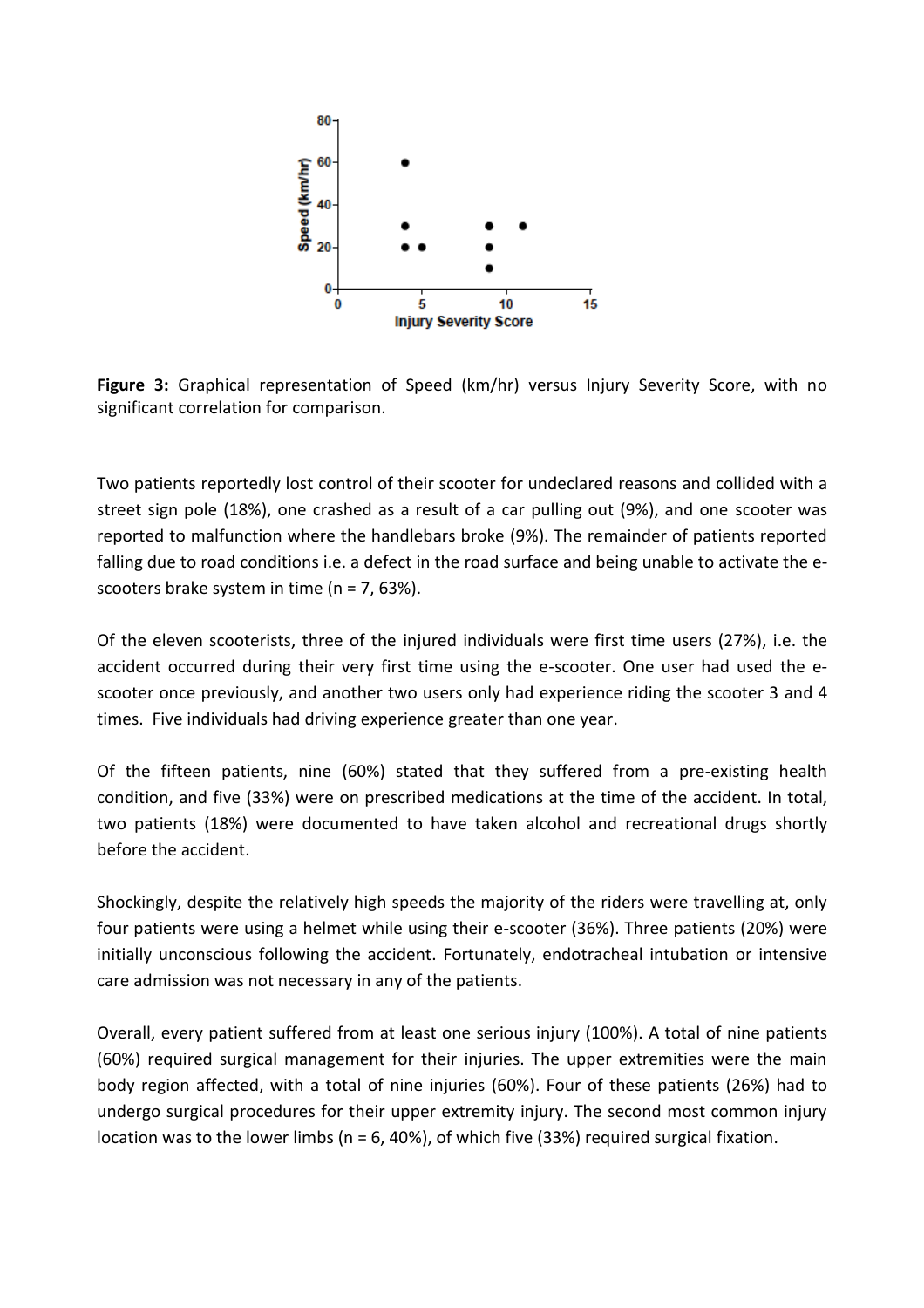**Figure 3:** Graphical representation of Speed (km/hr) versus Injury Severity Score, with no significant correlation for comparison.

Two patients reportedly lost control of their scooter for undeclared reasons and collided with a street sign pole (18%), one crashed as a result of a car pulling out (9%), and one scooter was reported to malfunction where the handlebars broke (9%). The remainder of patients reported falling due to road conditions i.e. a defect in the road surface and being unable to activate the e-scooters brake system in time (n = 7, 63%).

Of the eleven scooterists, three of the injured individuals were first time users (27%), i.e. the accident occurred during their very first time using the e-scooter. One user had used the e-scooter once previously, and another two users only had experience riding the scooter 3 and 4 times. Five individuals had driving experience greater than one year.

Of the fifteen patients, nine (60%) stated that they suffered from a pre-existing health condition, and five (33%) were on prescribed medications at the time of the accident. In total, two patients (18%) were documented to have taken alcohol and recreational drugs shortly before the accident.

Shockingly, despite the relatively high speeds the majority of the riders were travelling at, only four patients were using a helmet while using their e-scooter (36%). Three patients (20%) were initially unconscious following the accident. Fortunately, endotracheal intubation or intensive care admission was not necessary in any of the patients.

Overall, every patient suffered from at least one serious injury (100%). A total of nine patients (60%) required surgical management for their injuries. The upper extremities were the main body region affected, with a total of nine injuries (60%). Four of these patients (26%) had to undergo surgical procedures for their upper extremity injury. The second most common injury location was to the lower limbs (n = 6, 40%), of which five (33%) required surgical fixation.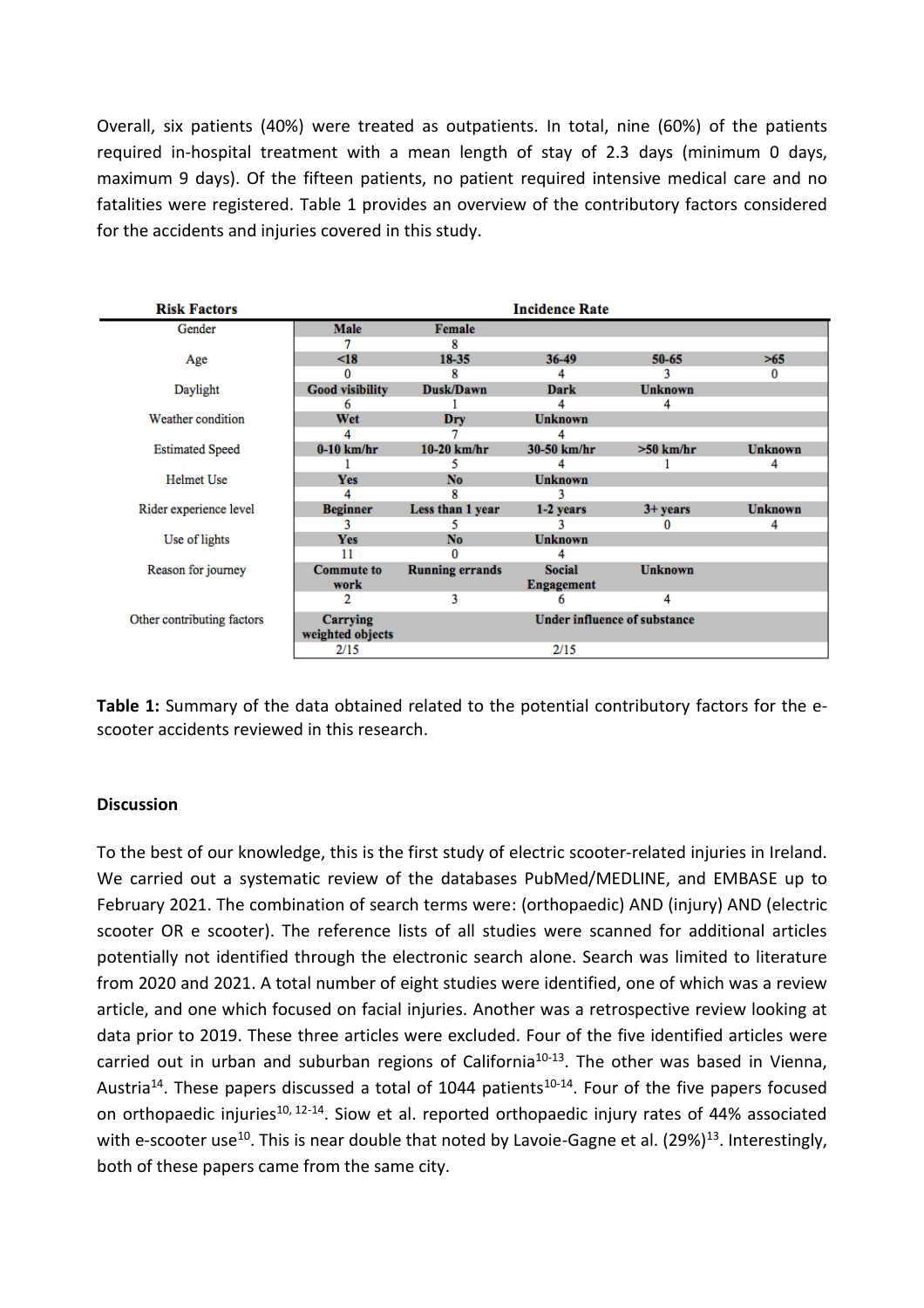Overall, six patients (40%) were treated as outpatients. In total, nine (60%) of the patients required in-hospital treatment with a mean length of stay of 2.3 days (minimum 0 days, maximum 9 days). Of the fifteen patients, no patient required intensive medical care and no fatalities were registered. Table 1 provides an overview of the contributory factors considered for the accidents and injuries covered in this study.

| Risk Factors | Incidence Rate | | | | |
|---|---|---|---|---|---|
| Gender | **Male** | **Female** | | | |
| | 7 | 8 | | | |
| Age | **<18** | **18-35** | **36-49** | **50-65** | **>65** |
| | 0 | 8 | 4 | 3 | 0 |
| Daylight | **Good visibility** | **Dusk/Dawn** | **Dark** | **Unknown** | |
| | 6 | 1 | 4 | 4 | |
| Weather condition | **Wet** | **Dry** | **Unknown** | | |
| | 4 | 7 | 4 | | |
| Estimated Speed | **0-10 km/hr** | **10-20 km/hr** | **30-50 km/hr** | **>50 km/hr** | **Unknown** |
| | 1 | 5 | 4 | 1 | 4 |
| Helmet Use | **Yes** | **No** | **Unknown** | | |
| | 4 | 8 | 3 | | |
| Rider experience level | **Beginner** | **Less than 1 year** | **1-2 years** | **3+ years** | **Unknown** |
| | 3 | 5 | 3 | 0 | 4 |
| Use of lights | **Yes** | **No** | **Unknown** | | |
| | 11 | 0 | 4 | | |
| Reason for journey | **Commute to work** | **Running errands** | **Social Engagement** | **Unknown** | |
| | 2 | 3 | 6 | 4 | |
| Other contributing factors | **Carrying weighted objects** | | **Under influence of substance** | | |
| | 2/15 | | 2/15 | | |

**Table 1:** Summary of the data obtained related to the potential contributory factors for the e-scooter accidents reviewed in this research.

### Discussion

To the best of our knowledge, this is the first study of electric scooter-related injuries in Ireland. We carried out a systematic review of the databases PubMed/MEDLINE, and EMBASE up to February 2021. The combination of search terms were: (orthopaedic) AND (injury) AND (electric scooter OR e scooter). The reference lists of all studies were scanned for additional articles potentially not identified through the electronic search alone. Search was limited to literature from 2020 and 2021. A total number of eight studies were identified, one of which was a review article, and one which focused on facial injuries. Another was a retrospective review looking at data prior to 2019. These three articles were excluded. Four of the five identified articles were carried out in urban and suburban regions of California[10-13]. The other was based in Vienna, Austria[14]. These papers discussed a total of 1044 patients[10-14]. Four of the five papers focused on orthopaedic injuries[10, 12-14]. Siow et al. reported orthopaedic injury rates of 44% associated with e-scooter use[10]. This is near double that noted by Lavoie-Gagne et al. (29%)[13]. Interestingly, both of these papers came from the same city.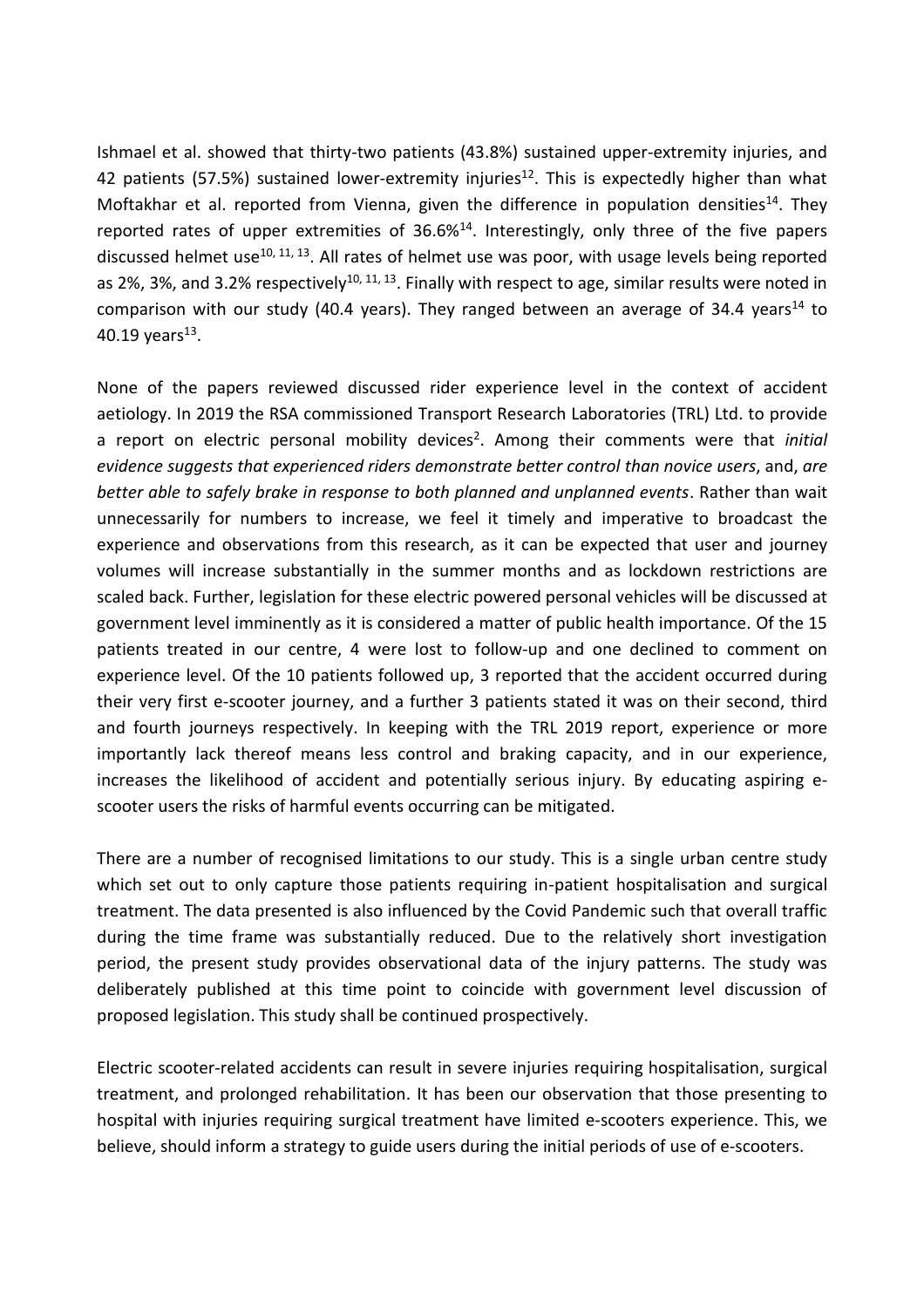Ishmael et al. showed that thirty-two patients (43.8%) sustained upper-extremity injuries, and 42 patients (57.5%) sustained lower-extremity injuries[12]. This is expectedly higher than what Moftakhar et al. reported from Vienna, given the difference in population densities[14]. They reported rates of upper extremities of 36.6%[14]. Interestingly, only three of the five papers discussed helmet use[10, 11, 13]. All rates of helmet use was poor, with usage levels being reported as 2%, 3%, and 3.2% respectively[10, 11, 13]. Finally with respect to age, similar results were noted in comparison with our study (40.4 years). They ranged between an average of 34.4 years[14] to 40.19 years[13].

None of the papers reviewed discussed rider experience level in the context of accident aetiology. In 2019 the RSA commissioned Transport Research Laboratories (TRL) Ltd. to provide a report on electric personal mobility devices[2]. Among their comments were that *initial evidence suggests that experienced riders demonstrate better control than novice users*, and, *are better able to safely brake in response to both planned and unplanned events*. Rather than wait unnecessarily for numbers to increase, we feel it timely and imperative to broadcast the experience and observations from this research, as it can be expected that user and journey volumes will increase substantially in the summer months and as lockdown restrictions are scaled back. Further, legislation for these electric powered personal vehicles will be discussed at government level imminently as it is considered a matter of public health importance. Of the 15 patients treated in our centre, 4 were lost to follow-up and one declined to comment on experience level. Of the 10 patients followed up, 3 reported that the accident occurred during their very first e-scooter journey, and a further 3 patients stated it was on their second, third and fourth journeys respectively. In keeping with the TRL 2019 report, experience or more importantly lack thereof means less control and braking capacity, and in our experience, increases the likelihood of accident and potentially serious injury. By educating aspiring e-scooter users the risks of harmful events occurring can be mitigated.

There are a number of recognised limitations to our study. This is a single urban centre study which set out to only capture those patients requiring in-patient hospitalisation and surgical treatment. The data presented is also influenced by the Covid Pandemic such that overall traffic during the time frame was substantially reduced. Due to the relatively short investigation period, the present study provides observational data of the injury patterns. The study was deliberately published at this time point to coincide with government level discussion of proposed legislation. This study shall be continued prospectively.

Electric scooter-related accidents can result in severe injuries requiring hospitalisation, surgical treatment, and prolonged rehabilitation. It has been our observation that those presenting to hospital with injuries requiring surgical treatment have limited e-scooters experience. This, we believe, should inform a strategy to guide users during the initial periods of use of e-scooters.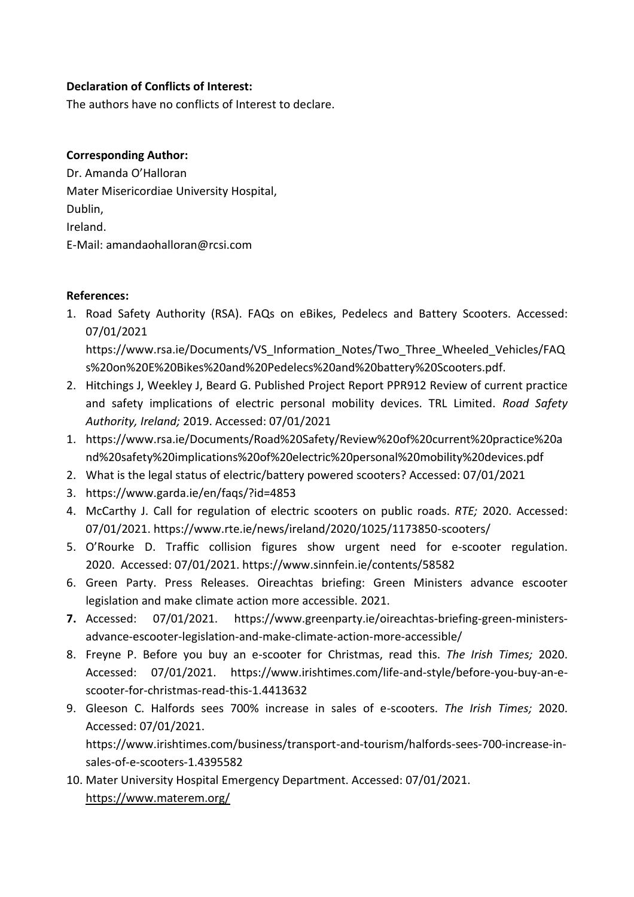**Declaration of Conflicts of Interest:**

The authors have no conflicts of Interest to declare.

**Corresponding Author:**

Dr. Amanda O'Halloran
Mater Misericordiae University Hospital,
Dublin,
Ireland.
E-Mail: amandaohalloran@rcsi.com

**References:**

1. Road Safety Authority (RSA). FAQs on eBikes, Pedelecs and Battery Scooters. Accessed: 07/01/2021 https://www.rsa.ie/Documents/VS_Information_Notes/Two_Three_Wheeled_Vehicles/FAQs%20on%20E%20Bikes%20and%20Pedelecs%20and%20battery%20Scooters.pdf.
2. Hitchings J, Weekley J, Beard G. Published Project Report PPR912 Review of current practice and safety implications of electric personal mobility devices. TRL Limited. *Road Safety Authority, Ireland;* 2019. Accessed: 07/01/2021
1. https://www.rsa.ie/Documents/Road%20Safety/Review%20of%20current%20practice%20and%20safety%20implications%20of%20electric%20personal%20mobility%20devices.pdf
2. What is the legal status of electric/battery powered scooters? Accessed: 07/01/2021
3. https://www.garda.ie/en/faqs/?id=4853
4. McCarthy J. Call for regulation of electric scooters on public roads. *RTE;* 2020. Accessed: 07/01/2021. https://www.rte.ie/news/ireland/2020/1025/1173850-scooters/
5. O'Rourke D. Traffic collision figures show urgent need for e-scooter regulation. 2020. Accessed: 07/01/2021. https://www.sinnfein.ie/contents/58582
6. Green Party. Press Releases. Oireachtas briefing: Green Ministers advance escooter legislation and make climate action more accessible. 2021.
7. Accessed: 07/01/2021. https://www.greenparty.ie/oireachtas-briefing-green-ministers-advance-escooter-legislation-and-make-climate-action-more-accessible/
8. Freyne P. Before you buy an e-scooter for Christmas, read this. *The Irish Times;* 2020. Accessed: 07/01/2021. https://www.irishtimes.com/life-and-style/before-you-buy-an-e-scooter-for-christmas-read-this-1.4413632
9. Gleeson C. Halfords sees 700% increase in sales of e-scooters. *The Irish Times;* 2020. Accessed: 07/01/2021. https://www.irishtimes.com/business/transport-and-tourism/halfords-sees-700-increase-in-sales-of-e-scooters-1.4395582
10. Mater University Hospital Emergency Department. Accessed: 07/01/2021. https://www.materem.org/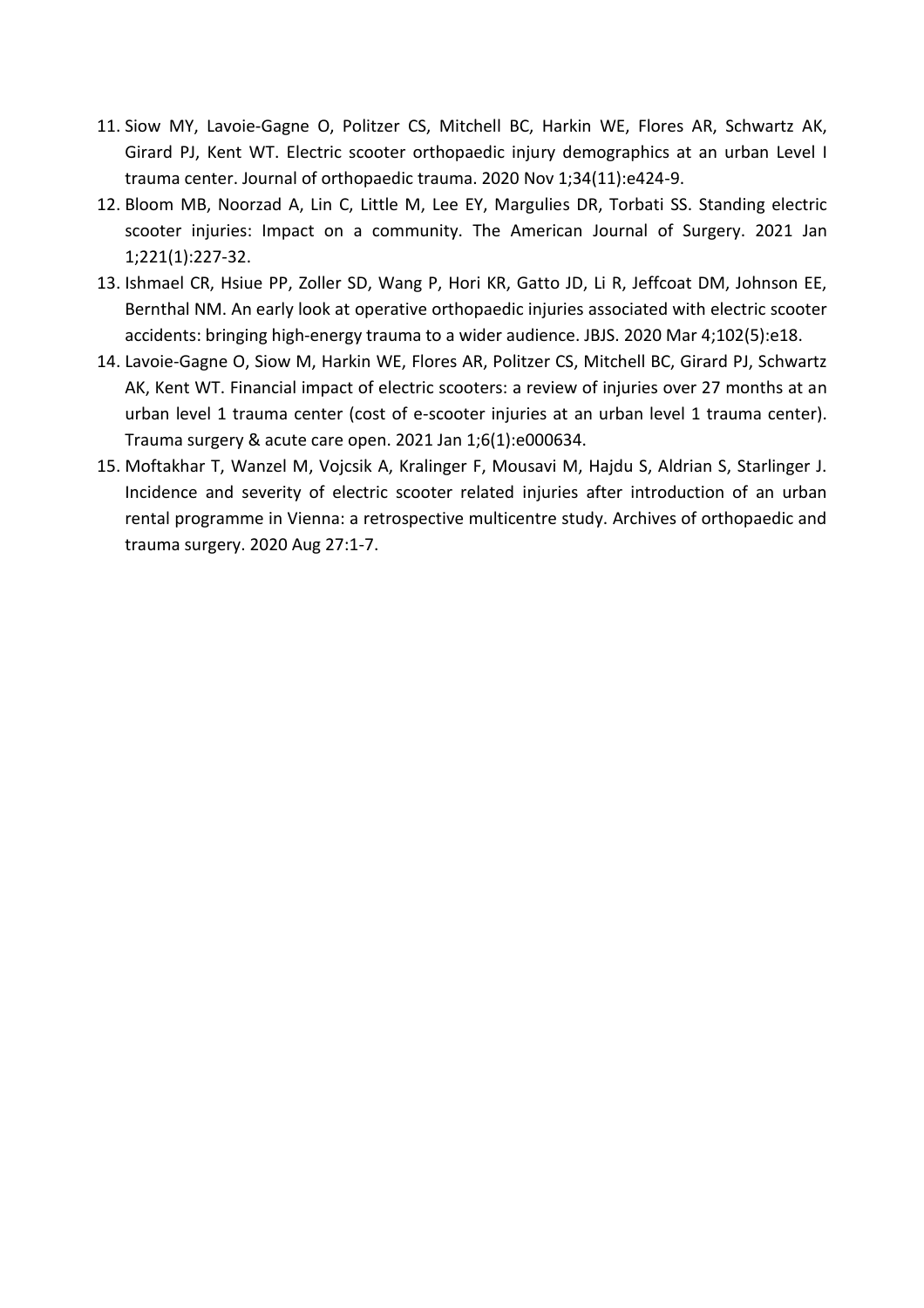11. Siow MY, Lavoie-Gagne O, Politzer CS, Mitchell BC, Harkin WE, Flores AR, Schwartz AK, Girard PJ, Kent WT. Electric scooter orthopaedic injury demographics at an urban Level I trauma center. Journal of orthopaedic trauma. 2020 Nov 1;34(11):e424-9.
12. Bloom MB, Noorzad A, Lin C, Little M, Lee EY, Margulies DR, Torbati SS. Standing electric scooter injuries: Impact on a community. The American Journal of Surgery. 2021 Jan 1;221(1):227-32.
13. Ishmael CR, Hsiue PP, Zoller SD, Wang P, Hori KR, Gatto JD, Li R, Jeffcoat DM, Johnson EE, Bernthal NM. An early look at operative orthopaedic injuries associated with electric scooter accidents: bringing high-energy trauma to a wider audience. JBJS. 2020 Mar 4;102(5):e18.
14. Lavoie-Gagne O, Siow M, Harkin WE, Flores AR, Politzer CS, Mitchell BC, Girard PJ, Schwartz AK, Kent WT. Financial impact of electric scooters: a review of injuries over 27 months at an urban level 1 trauma center (cost of e-scooter injuries at an urban level 1 trauma center). Trauma surgery & acute care open. 2021 Jan 1;6(1):e000634.
15. Moftakhar T, Wanzel M, Vojcsik A, Kralinger F, Mousavi M, Hajdu S, Aldrian S, Starlinger J. Incidence and severity of electric scooter related injuries after introduction of an urban rental programme in Vienna: a retrospective multicentre study. Archives of orthopaedic and trauma surgery. 2020 Aug 27:1-7.